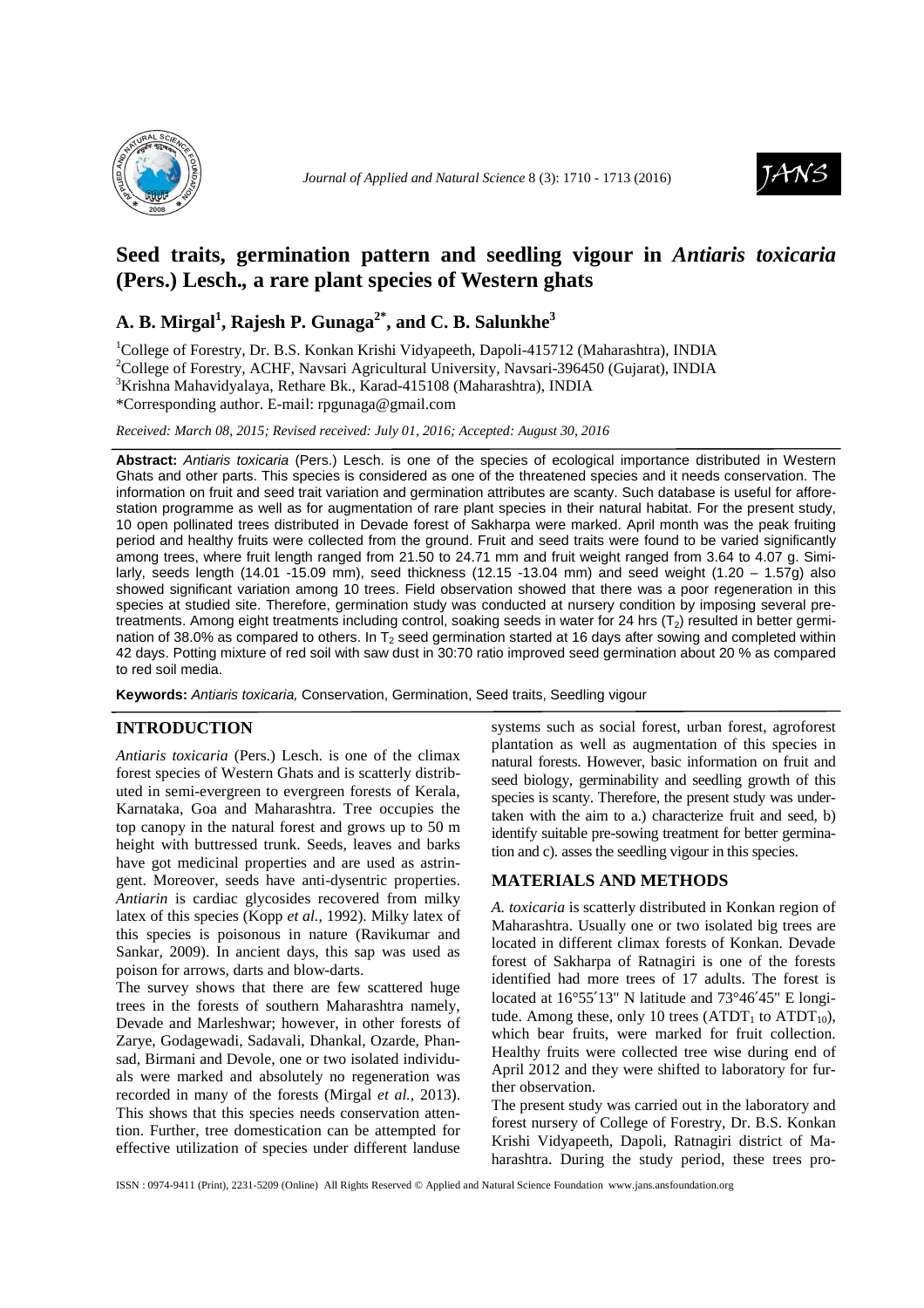# Seed traits, germination pattern and seedling vigour in *Antiaris toxicaria* (Pers.) Lesch., a rare plant species of Western ghats

**A. B. Mirgal[1], Rajesh P. Gunaga[2*], and C. B. Salunkhe[3]**

[1]College of Forestry, Dr. B.S. Konkan Krishi Vidyapeeth, Dapoli-415712 (Maharashtra), INDIA
[2]College of Forestry, ACHF, Navsari Agricultural University, Navsari-396450 (Gujarat), INDIA
[3]Krishna Mahavidyalaya, Rethare Bk., Karad-415108 (Maharashtra), INDIA
*Corresponding author. E-mail: rpgunaga@gmail.com

*Received: March 08, 2015; Revised received: July 01, 2016; Accepted: August 30, 2016*

**Abstract:** *Antiaris toxicaria* (Pers.) Lesch. is one of the species of ecological importance distributed in Western Ghats and other parts. This species is considered as one of the threatened species and it needs conservation. The information on fruit and seed trait variation and germination attributes are scanty. Such database is useful for afforestation programme as well as for augmentation of rare plant species in their natural habitat. For the present study, 10 open pollinated trees distributed in Devade forest of Sakharpa were marked. April month was the peak fruiting period and healthy fruits were collected from the ground. Fruit and seed traits were found to be varied significantly among trees, where fruit length ranged from 21.50 to 24.71 mm and fruit weight ranged from 3.64 to 4.07 g. Similarly, seeds length (14.01 -15.09 mm), seed thickness (12.15 -13.04 mm) and seed weight (1.20 – 1.57g) also showed significant variation among 10 trees. Field observation showed that there was a poor regeneration in this species at studied site. Therefore, germination study was conducted at nursery condition by imposing several pretreatments. Among eight treatments including control, soaking seeds in water for 24 hrs ($T_2$) resulted in better germination of 38.0% as compared to others. In $T_2$ seed germination started at 16 days after sowing and completed within 42 days. Potting mixture of red soil with saw dust in 30:70 ratio improved seed germination about 20 % as compared to red soil media.

**Keywords:** *Antiaris toxicaria,* Conservation, Germination, Seed traits, Seedling vigour

## INTRODUCTION

*Antiaris toxicaria* (Pers.) Lesch. is one of the climax forest species of Western Ghats and is scatterly distributed in semi-evergreen to evergreen forests of Kerala, Karnataka, Goa and Maharashtra. Tree occupies the top canopy in the natural forest and grows up to 50 m height with buttressed trunk. Seeds, leaves and barks have got medicinal properties and are used as astringent. Moreover, seeds have anti-dysentric properties. *Antiarin* is cardiac glycosides recovered from milky latex of this species (Kopp *et al.,* 1992). Milky latex of this species is poisonous in nature (Ravikumar and Sankar, 2009). In ancient days, this sap was used as poison for arrows, darts and blow-darts.

The survey shows that there are few scattered huge trees in the forests of southern Maharashtra namely, Devade and Marleshwar; however, in other forests of Zarye, Godagewadi, Sadavali, Dhankal, Ozarde, Phansad, Birmani and Devole, one or two isolated individuals were marked and absolutely no regeneration was recorded in many of the forests (Mirgal *et al.,* 2013). This shows that this species needs conservation attention. Further, tree domestication can be attempted for effective utilization of species under different landuse systems such as social forest, urban forest, agroforest plantation as well as augmentation of this species in natural forests. However, basic information on fruit and seed biology, germinability and seedling growth of this species is scanty. Therefore, the present study was undertaken with the aim to a.) characterize fruit and seed, b) identify suitable pre-sowing treatment for better germination and c). asses the seedling vigour in this species.

## MATERIALS AND METHODS

*A. toxicaria* is scatterly distributed in Konkan region of Maharashtra. Usually one or two isolated big trees are located in different climax forests of Konkan. Devade forest of Sakharpa of Ratnagiri is one of the forests identified had more trees of 17 adults. The forest is located at 16°55′13" N latitude and 73°46′45" E longitude. Among these, only 10 trees ($ATDT_1$ to $ATDT_{10}$), which bear fruits, were marked for fruit collection. Healthy fruits were collected tree wise during end of April 2012 and they were shifted to laboratory for further observation.

The present study was carried out in the laboratory and forest nursery of College of Forestry, Dr. B.S. Konkan Krishi Vidyapeeth, Dapoli, Ratnagiri district of Maharashtra. During the study period, these trees pro-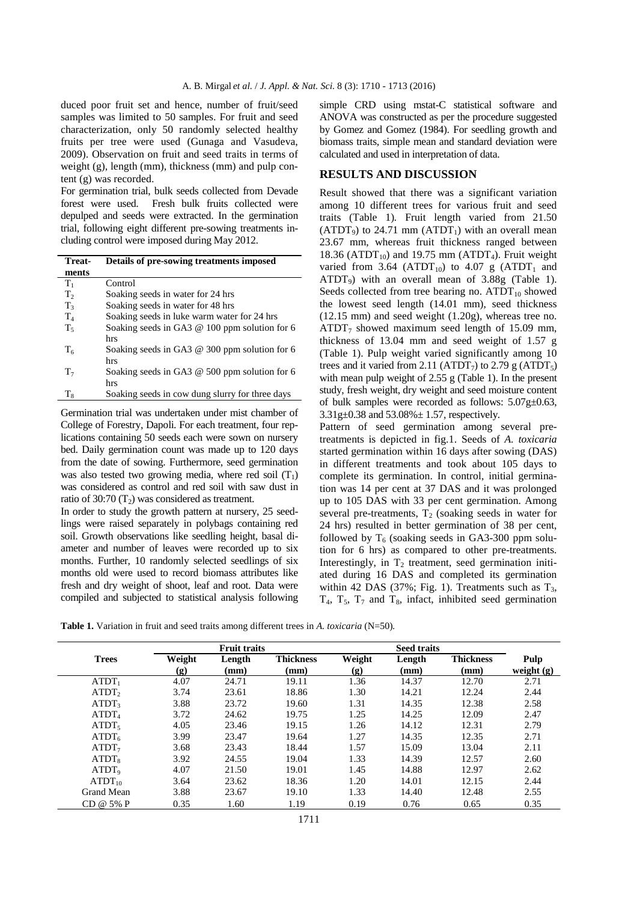duced poor fruit set and hence, number of fruit/seed samples was limited to 50 samples. For fruit and seed characterization, only 50 randomly selected healthy fruits per tree were used (Gunaga and Vasudeva, 2009). Observation on fruit and seed traits in terms of weight (g), length (mm), thickness (mm) and pulp content (g) was recorded.

For germination trial, bulk seeds collected from Devade forest were used. Fresh bulk fruits collected were depulped and seeds were extracted. In the germination trial, following eight different pre-sowing treatments including control were imposed during May 2012.

| Treatments | Details of pre-sowing treatments imposed |
|---|---|
| $T_1$ | Control |
| $T_2$ | Soaking seeds in water for 24 hrs |
| $T_3$ | Soaking seeds in water for 48 hrs |
| $T_4$ | Soaking seeds in luke warm water for 24 hrs |
| $T_5$ | Soaking seeds in GA3 @ 100 ppm solution for 6 hrs |
| $T_6$ | Soaking seeds in GA3 @ 300 ppm solution for 6 hrs |
| $T_7$ | Soaking seeds in GA3 @ 500 ppm solution for 6 hrs |
| $T_8$ | Soaking seeds in cow dung slurry for three days |

Germination trial was undertaken under mist chamber of College of Forestry, Dapoli. For each treatment, four replications containing 50 seeds each were sown on nursery bed. Daily germination count was made up to 120 days from the date of sowing. Furthermore, seed germination was also tested two growing media, where red soil ($T_1$) was considered as control and red soil with saw dust in ratio of 30:70 ($T_2$) was considered as treatment.

In order to study the growth pattern at nursery, 25 seedlings were raised separately in polybags containing red soil. Growth observations like seedling height, basal diameter and number of leaves were recorded up to six months. Further, 10 randomly selected seedlings of six months old were used to record biomass attributes like fresh and dry weight of shoot, leaf and root. Data were compiled and subjected to statistical analysis following simple CRD using mstat-C statistical software and ANOVA was constructed as per the procedure suggested by Gomez and Gomez (1984). For seedling growth and biomass traits, simple mean and standard deviation were calculated and used in interpretation of data.

## RESULTS AND DISCUSSION

Result showed that there was a significant variation among 10 different trees for various fruit and seed traits (Table 1). Fruit length varied from 21.50 ($ATDT_9$) to 24.71 mm ($ATDT_1$) with an overall mean 23.67 mm, whereas fruit thickness ranged between 18.36 ($ATDT_{10}$) and 19.75 mm ($ATDT_4$). Fruit weight varied from 3.64 ($ATDT_{10}$) to 4.07 g ($ATDT_1$ and $ATDT_9$) with an overall mean of 3.88g (Table 1). Seeds collected from tree bearing no. $ATDT_{10}$ showed the lowest seed length (14.01 mm), seed thickness (12.15 mm) and seed weight (1.20g), whereas tree no. $ATDT_7$ showed maximum seed length of 15.09 mm, thickness of 13.04 mm and seed weight of 1.57 g (Table 1). Pulp weight varied significantly among 10 trees and it varied from 2.11 ($ATDT_7$) to 2.79 g ($ATDT_5$) with mean pulp weight of 2.55 g (Table 1). In the present study, fresh weight, dry weight and seed moisture content of bulk samples were recorded as follows: 5.07g±0.63, 3.31g±0.38 and 53.08%± 1.57, respectively.

Pattern of seed germination among several pre-treatments is depicted in fig.1. Seeds of *A. toxicaria* started germination within 16 days after sowing (DAS) in different treatments and took about 105 days to complete its germination. In control, initial germination was 14 per cent at 37 DAS and it was prolonged up to 105 DAS with 33 per cent germination. Among several pre-treatments, $T_2$ (soaking seeds in water for 24 hrs) resulted in better germination of 38 per cent, followed by $T_6$ (soaking seeds in GA3-300 ppm solution for 6 hrs) as compared to other pre-treatments. Interestingly, in $T_2$ treatment, seed germination initiated during 16 DAS and completed its germination within 42 DAS (37%; Fig. 1). Treatments such as $T_3$, $T_4$, $T_5$, $T_7$ and $T_8$, infact, inhibited seed germination

**Table 1.** Variation in fruit and seed traits among different trees in *A. toxicaria* (N=50).

| Trees | Fruit traits | | | Seed traits | | | Pulp weight (g) |
|---|---|---|---|---|---|---|---|
| | Weight (g) | Length (mm) | Thickness (mm) | Weight (g) | Length (mm) | Thickness (mm) | |
| $ATDT_1$ | 4.07 | 24.71 | 19.11 | 1.36 | 14.37 | 12.70 | 2.71 |
| $ATDT_2$ | 3.74 | 23.61 | 18.86 | 1.30 | 14.21 | 12.24 | 2.44 |
| $ATDT_3$ | 3.88 | 23.72 | 19.60 | 1.31 | 14.35 | 12.38 | 2.58 |
| $ATDT_4$ | 3.72 | 24.62 | 19.75 | 1.25 | 14.25 | 12.09 | 2.47 |
| $ATDT_5$ | 4.05 | 23.46 | 19.15 | 1.26 | 14.12 | 12.31 | 2.79 |
| $ATDT_6$ | 3.99 | 23.47 | 19.64 | 1.27 | 14.35 | 12.35 | 2.71 |
| $ATDT_7$ | 3.68 | 23.43 | 18.44 | 1.57 | 15.09 | 13.04 | 2.11 |
| $ATDT_8$ | 3.92 | 24.55 | 19.04 | 1.33 | 14.39 | 12.57 | 2.60 |
| $ATDT_9$ | 4.07 | 21.50 | 19.01 | 1.45 | 14.88 | 12.97 | 2.62 |
| $ATDT_{10}$ | 3.64 | 23.62 | 18.36 | 1.20 | 14.01 | 12.15 | 2.44 |
| Grand Mean | 3.88 | 23.67 | 19.10 | 1.33 | 14.40 | 12.48 | 2.55 |
| CD @ 5% P | 0.35 | 1.60 | 1.19 | 0.19 | 0.76 | 0.65 | 0.35 |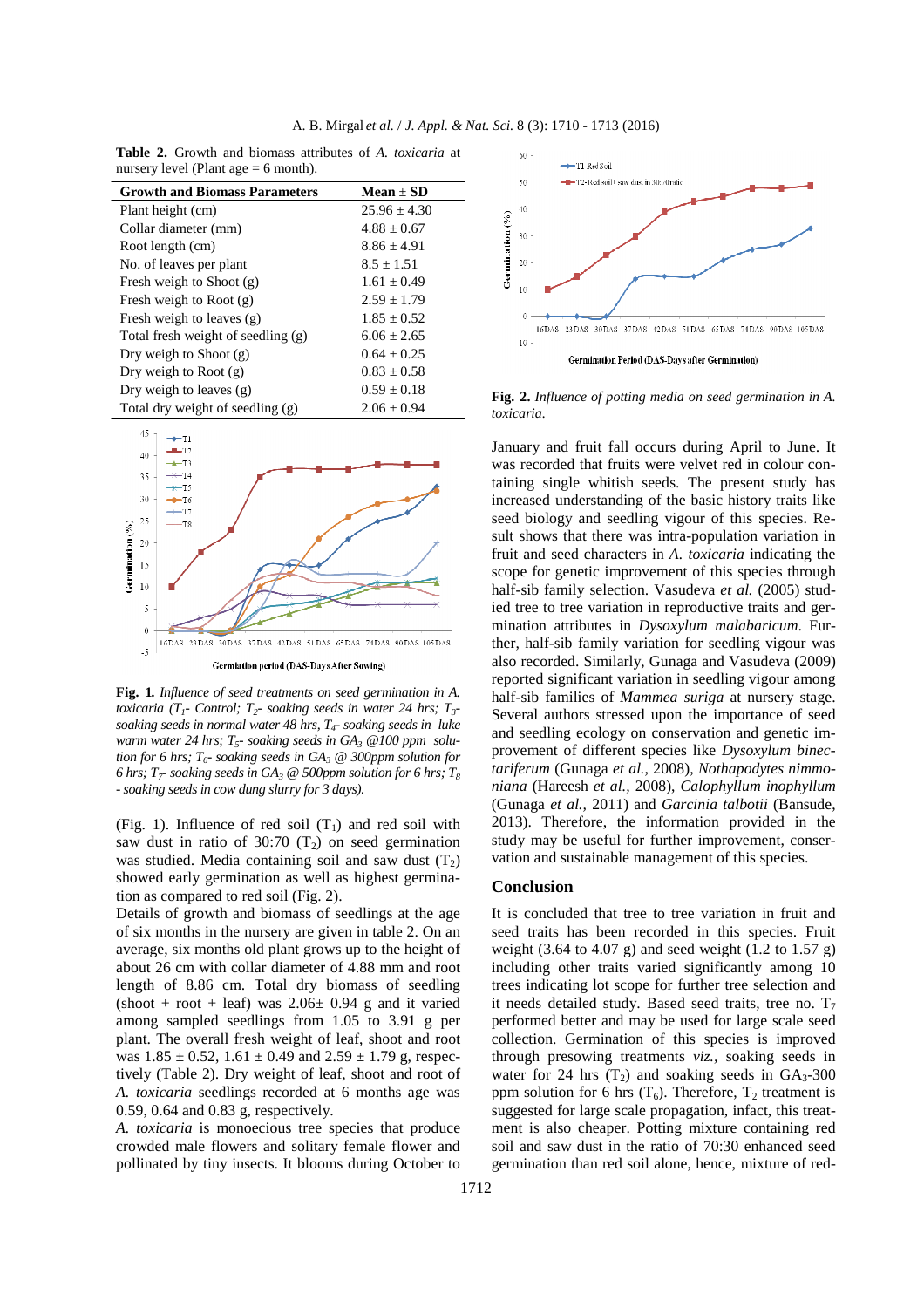**Table 2.** Growth and biomass attributes of *A. toxicaria* at nursery level (Plant age = 6 month).

| Growth and Biomass Parameters | Mean ± SD |
|---|---|
| Plant height (cm) | 25.96 ± 4.30 |
| Collar diameter (mm) | 4.88 ± 0.67 |
| Root length (cm) | 8.86 ± 4.91 |
| No. of leaves per plant | 8.5 ± 1.51 |
| Fresh weigh to Shoot (g) | 1.61 ± 0.49 |
| Fresh weigh to Root (g) | 2.59 ± 1.79 |
| Fresh weigh to leaves (g) | 1.85 ± 0.52 |
| Total fresh weight of seedling (g) | 6.06 ± 2.65 |
| Dry weigh to Shoot (g) | 0.64 ± 0.25 |
| Dry weigh to Root (g) | 0.83 ± 0.58 |
| Dry weigh to leaves (g) | 0.59 ± 0.18 |
| Total dry weight of seedling (g) | 2.06 ± 0.94 |

**Fig. 1.** *Influence of seed treatments on seed germination in A. toxicaria ($T_1$- Control; $T_2$- soaking seeds in water 24 hrs; $T_3$- soaking seeds in normal water 48 hrs, $T_4$- soaking seeds in luke warm water 24 hrs; $T_5$- soaking seeds in $GA_3$ @100 ppm solution for 6 hrs; $T_6$- soaking seeds in $GA_3$ @ 300ppm solution for 6 hrs; $T_7$- soaking seeds in $GA_3$ @ 500ppm solution for 6 hrs; $T_8$ - soaking seeds in cow dung slurry for 3 days).*

(Fig. 1). Influence of red soil ($T_1$) and red soil with saw dust in ratio of 30:70 ($T_2$) on seed germination was studied. Media containing soil and saw dust ($T_2$) showed early germination as well as highest germination as compared to red soil (Fig. 2).

Details of growth and biomass of seedlings at the age of six months in the nursery are given in table 2. On an average, six months old plant grows up to the height of about 26 cm with collar diameter of 4.88 mm and root length of 8.86 cm. Total dry biomass of seedling (shoot + root + leaf) was 2.06± 0.94 g and it varied among sampled seedlings from 1.05 to 3.91 g per plant. The overall fresh weight of leaf, shoot and root was 1.85 ± 0.52, 1.61 ± 0.49 and 2.59 ± 1.79 g, respectively (Table 2). Dry weight of leaf, shoot and root of *A. toxicaria* seedlings recorded at 6 months age was 0.59, 0.64 and 0.83 g, respectively.

*A. toxicaria* is monoecious tree species that produce crowded male flowers and solitary female flower and pollinated by tiny insects. It blooms during October to January and fruit fall occurs during April to June. It was recorded that fruits were velvet red in colour containing single whitish seeds. The present study has increased understanding of the basic history traits like seed biology and seedling vigour of this species. Result shows that there was intra-population variation in fruit and seed characters in *A. toxicaria* indicating the scope for genetic improvement of this species through half-sib family selection. Vasudeva *et al.* (2005) studied tree to tree variation in reproductive traits and germination attributes in *Dysoxylum malabaricum*. Further, half-sib family variation for seedling vigour was also recorded. Similarly, Gunaga and Vasudeva (2009) reported significant variation in seedling vigour among half-sib families of *Mammea suriga* at nursery stage. Several authors stressed upon the importance of seed and seedling ecology on conservation and genetic improvement of different species like *Dysoxylum binectariferum* (Gunaga *et al.*, 2008), *Nothapodytes nimmoniana* (Hareesh *et al.*, 2008), *Calophyllum inophyllum* (Gunaga *et al.*, 2011) and *Garcinia talbotii* (Bansude, 2013). Therefore, the information provided in the study may be useful for further improvement, conservation and sustainable management of this species.

**Fig. 2.** *Influence of potting media on seed germination in A. toxicaria.*

## Conclusion

It is concluded that tree to tree variation in fruit and seed traits has been recorded in this species. Fruit weight (3.64 to 4.07 g) and seed weight (1.2 to 1.57 g) including other traits varied significantly among 10 trees indicating lot scope for further tree selection and it needs detailed study. Based seed traits, tree no. $T_7$ performed better and may be used for large scale seed collection. Germination of this species is improved through presowing treatments *viz.*, soaking seeds in water for 24 hrs ($T_2$) and soaking seeds in $GA_3$-300 ppm solution for 6 hrs ($T_6$). Therefore, $T_2$ treatment is suggested for large scale propagation, infact, this treatment is also cheaper. Potting mixture containing red soil and saw dust in the ratio of 70:30 enhanced seed germination than red soil alone, hence, mixture of red-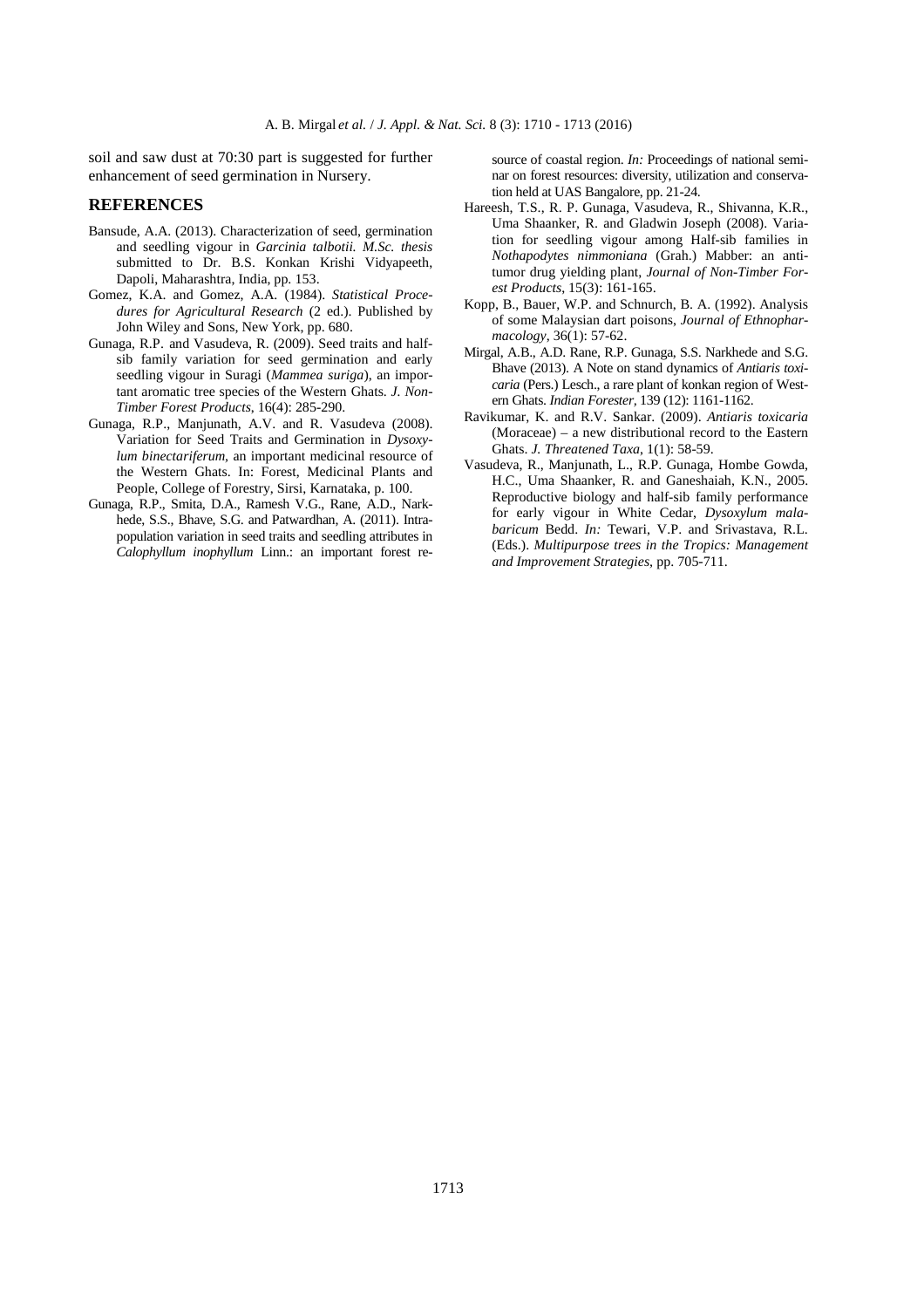soil and saw dust at 70:30 part is suggested for further enhancement of seed germination in Nursery.

## REFERENCES

Bansude, A.A. (2013). Characterization of seed, germination and seedling vigour in *Garcinia talbotii. M.Sc. thesis* submitted to Dr. B.S. Konkan Krishi Vidyapeeth, Dapoli, Maharashtra, India, pp. 153.

Gomez, K.A. and Gomez, A.A. (1984). *Statistical Procedures for Agricultural Research* (2 ed.). Published by John Wiley and Sons, New York, pp. 680.

Gunaga, R.P. and Vasudeva, R. (2009). Seed traits and half-sib family variation for seed germination and early seedling vigour in Suragi (*Mammea suriga*), an important aromatic tree species of the Western Ghats. *J. Non-Timber Forest Products*, 16(4): 285-290.

Gunaga, R.P., Manjunath, A.V. and R. Vasudeva (2008). Variation for Seed Traits and Germination in *Dysoxylum binectariferum*, an important medicinal resource of the Western Ghats. In: Forest, Medicinal Plants and People, College of Forestry, Sirsi, Karnataka, p. 100.

Gunaga, R.P., Smita, D.A., Ramesh V.G., Rane, A.D., Narkhede, S.S., Bhave, S.G. and Patwardhan, A. (2011). Intra-population variation in seed traits and seedling attributes in *Calophyllum inophyllum* Linn.: an important forest resource of coastal region. *In:* Proceedings of national seminar on forest resources: diversity, utilization and conservation held at UAS Bangalore, pp. 21-24.

Hareesh, T.S., R. P. Gunaga, Vasudeva, R., Shivanna, K.R., Uma Shaanker, R. and Gladwin Joseph (2008). Variation for seedling vigour among Half-sib families in *Nothapodytes nimmoniana* (Grah.) Mabber: an anti-tumor drug yielding plant, *Journal of Non-Timber Forest Products*, 15(3): 161-165.

Kopp, B., Bauer, W.P. and Schnurch, B. A. (1992). Analysis of some Malaysian dart poisons, *Journal of Ethnopharmacology*, 36(1): 57-62.

Mirgal, A.B., A.D. Rane, R.P. Gunaga, S.S. Narkhede and S.G. Bhave (2013). A Note on stand dynamics of *Antiaris toxicaria* (Pers.) Lesch., a rare plant of konkan region of Western Ghats. *Indian Forester*, 139 (12): 1161-1162.

Ravikumar, K. and R.V. Sankar. (2009). *Antiaris toxicaria* (Moraceae) – a new distributional record to the Eastern Ghats. *J. Threatened Taxa*, 1(1): 58-59.

Vasudeva, R., Manjunath, L., R.P. Gunaga, Hombe Gowda, H.C., Uma Shaanker, R. and Ganeshaiah, K.N., 2005. Reproductive biology and half-sib family performance for early vigour in White Cedar, *Dysoxylum malabaricum* Bedd. *In:* Tewari, V.P. and Srivastava, R.L. (Eds.). *Multipurpose trees in the Tropics: Management and Improvement Strategies*, pp. 705-711.